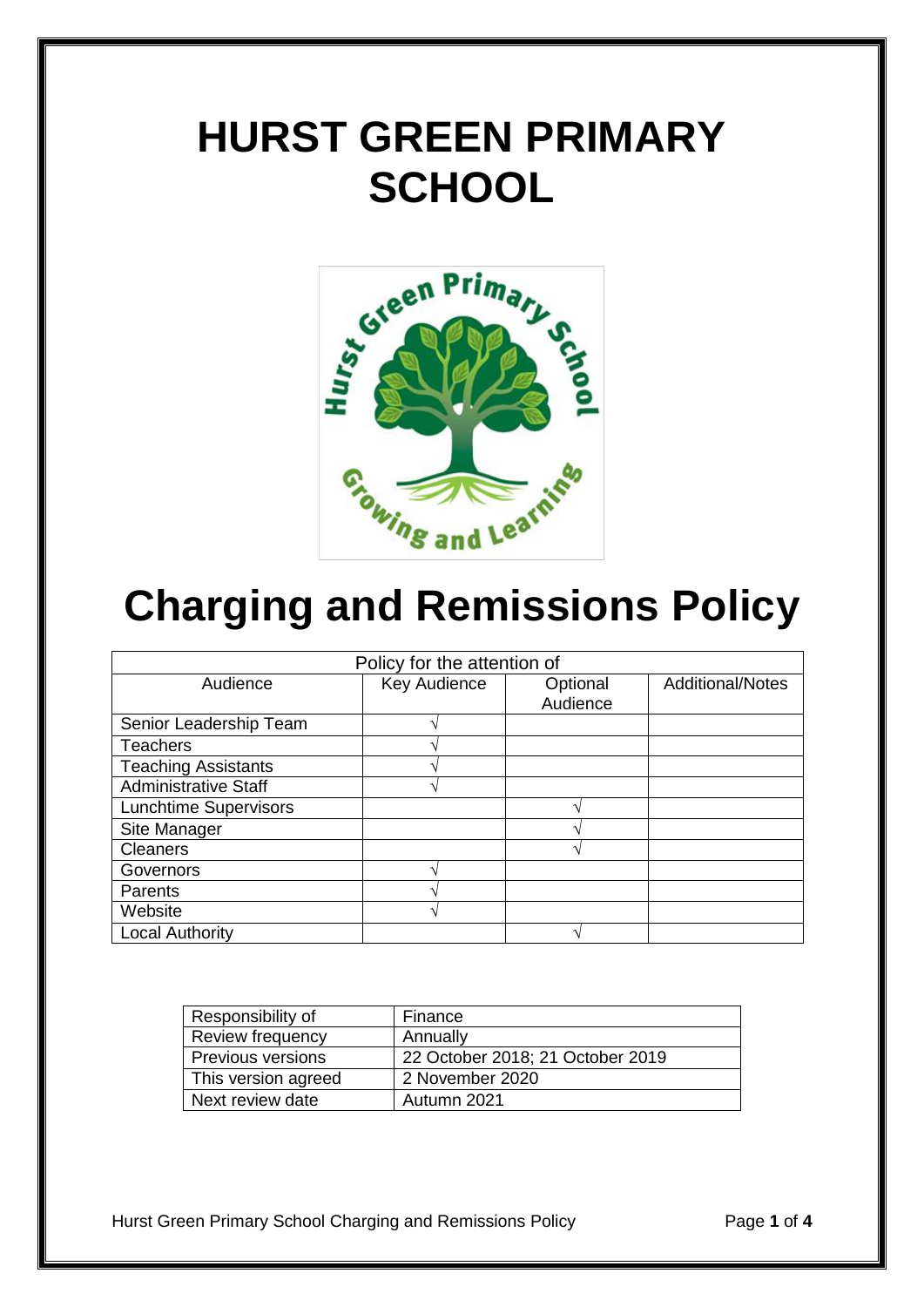# HURST GREEN PRIMARY SCHOOL

# Charging and Remissions Policy

| Policy for the attention of | | | |
|---|---|---|---|
| Audience | Key Audience | Optional Audience | Additional/Notes |
| Senior Leadership Team | √ | | |
| Teachers | √ | | |
| Teaching Assistants | √ | | |
| Administrative Staff | √ | | |
| Lunchtime Supervisors | | √ | |
| Site Manager | | √ | |
| Cleaners | | √ | |
| Governors | √ | | |
| Parents | √ | | |
| Website | √ | | |
| Local Authority | | √ | |

| Responsibility of | Finance |
|---|---|
| Review frequency | Annually |
| Previous versions | 22 October 2018; 21 October 2019 |
| This version agreed | 2 November 2020 |
| Next review date | Autumn 2021 |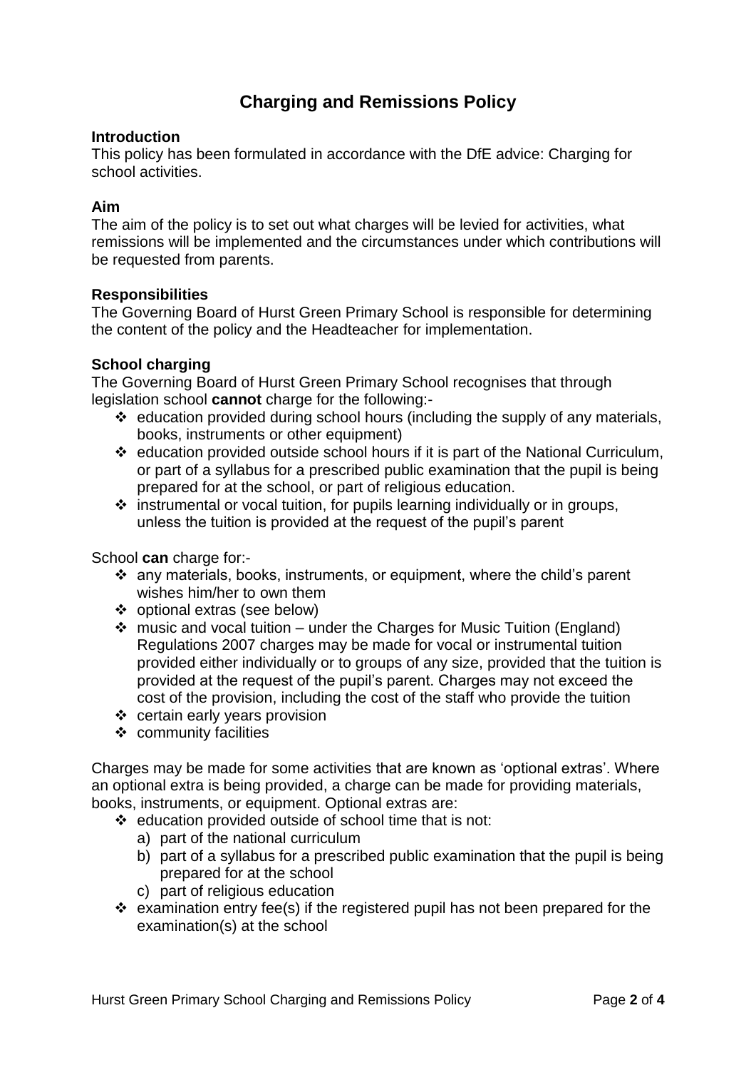# Charging and Remissions Policy

**Introduction**

This policy has been formulated in accordance with the DfE advice: Charging for school activities.

**Aim**

The aim of the policy is to set out what charges will be levied for activities, what remissions will be implemented and the circumstances under which contributions will be requested from parents.

**Responsibilities**

The Governing Board of Hurst Green Primary School is responsible for determining the content of the policy and the Headteacher for implementation.

**School charging**

The Governing Board of Hurst Green Primary School recognises that through legislation school **cannot** charge for the following:-

- education provided during school hours (including the supply of any materials, books, instruments or other equipment)
- education provided outside school hours if it is part of the National Curriculum, or part of a syllabus for a prescribed public examination that the pupil is being prepared for at the school, or part of religious education.
- instrumental or vocal tuition, for pupils learning individually or in groups, unless the tuition is provided at the request of the pupil's parent

School **can** charge for:-

- any materials, books, instruments, or equipment, where the child's parent wishes him/her to own them
- optional extras (see below)
- music and vocal tuition – under the Charges for Music Tuition (England) Regulations 2007 charges may be made for vocal or instrumental tuition provided either individually or to groups of any size, provided that the tuition is provided at the request of the pupil's parent. Charges may not exceed the cost of the provision, including the cost of the staff who provide the tuition
- certain early years provision
- community facilities

Charges may be made for some activities that are known as 'optional extras'. Where an optional extra is being provided, a charge can be made for providing materials, books, instruments, or equipment. Optional extras are:

- education provided outside of school time that is not:
  a) part of the national curriculum
  b) part of a syllabus for a prescribed public examination that the pupil is being prepared for at the school
  c) part of religious education
- examination entry fee(s) if the registered pupil has not been prepared for the examination(s) at the school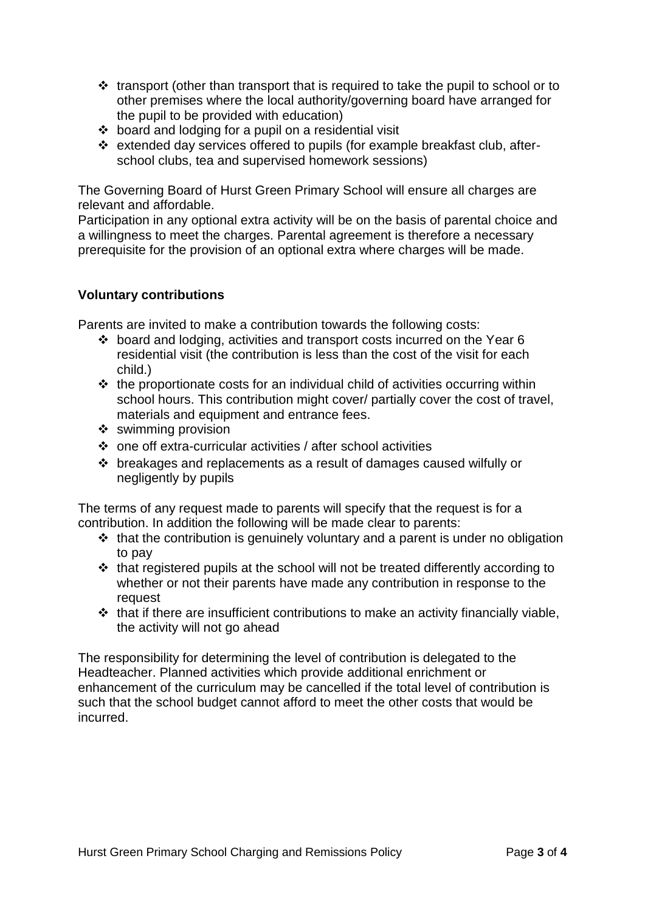- transport (other than transport that is required to take the pupil to school or to other premises where the local authority/governing board have arranged for the pupil to be provided with education)
- board and lodging for a pupil on a residential visit
- extended day services offered to pupils (for example breakfast club, after-school clubs, tea and supervised homework sessions)

The Governing Board of Hurst Green Primary School will ensure all charges are relevant and affordable.
Participation in any optional extra activity will be on the basis of parental choice and a willingness to meet the charges. Parental agreement is therefore a necessary prerequisite for the provision of an optional extra where charges will be made.

**Voluntary contributions**

Parents are invited to make a contribution towards the following costs:

- board and lodging, activities and transport costs incurred on the Year 6 residential visit (the contribution is less than the cost of the visit for each child.)
- the proportionate costs for an individual child of activities occurring within school hours. This contribution might cover/ partially cover the cost of travel, materials and equipment and entrance fees.
- swimming provision
- one off extra-curricular activities / after school activities
- breakages and replacements as a result of damages caused wilfully or negligently by pupils

The terms of any request made to parents will specify that the request is for a contribution. In addition the following will be made clear to parents:

- that the contribution is genuinely voluntary and a parent is under no obligation to pay
- that registered pupils at the school will not be treated differently according to whether or not their parents have made any contribution in response to the request
- that if there are insufficient contributions to make an activity financially viable, the activity will not go ahead

The responsibility for determining the level of contribution is delegated to the Headteacher. Planned activities which provide additional enrichment or enhancement of the curriculum may be cancelled if the total level of contribution is such that the school budget cannot afford to meet the other costs that would be incurred.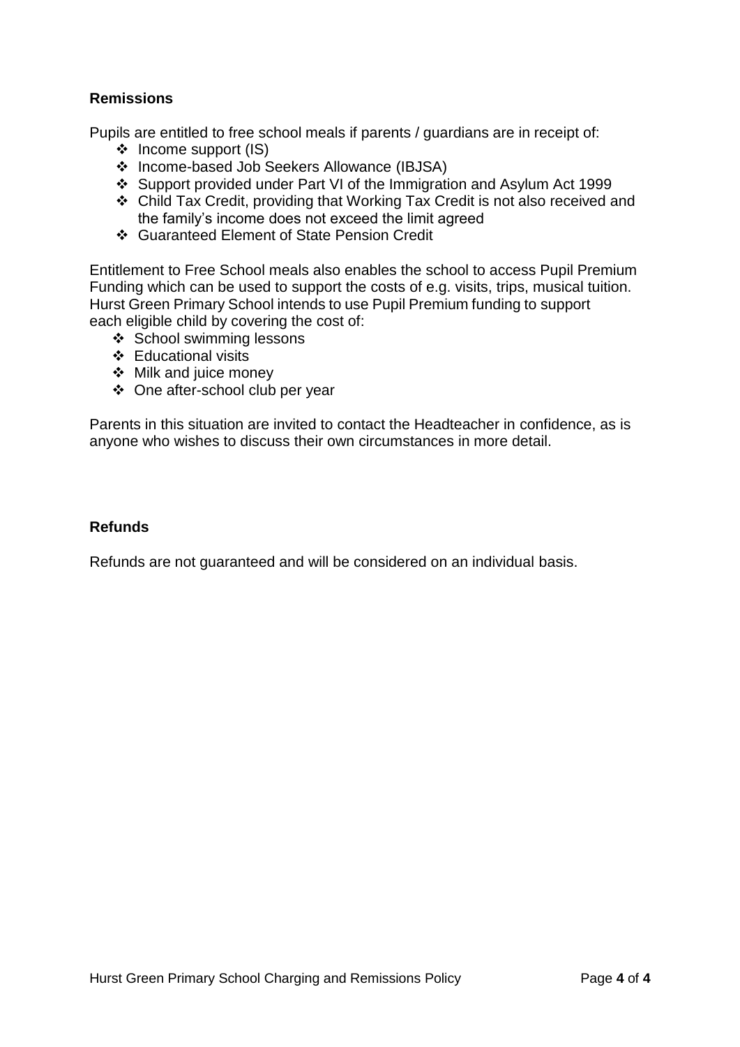## Remissions

Pupils are entitled to free school meals if parents / guardians are in receipt of:

- Income support (IS)
- Income-based Job Seekers Allowance (IBJSA)
- Support provided under Part VI of the Immigration and Asylum Act 1999
- Child Tax Credit, providing that Working Tax Credit is not also received and the family's income does not exceed the limit agreed
- Guaranteed Element of State Pension Credit

Entitlement to Free School meals also enables the school to access Pupil Premium Funding which can be used to support the costs of e.g. visits, trips, musical tuition. Hurst Green Primary School intends to use Pupil Premium funding to support each eligible child by covering the cost of:

- School swimming lessons
- Educational visits
- Milk and juice money
- One after-school club per year

Parents in this situation are invited to contact the Headteacher in confidence, as is anyone who wishes to discuss their own circumstances in more detail.

## Refunds

Refunds are not guaranteed and will be considered on an individual basis.